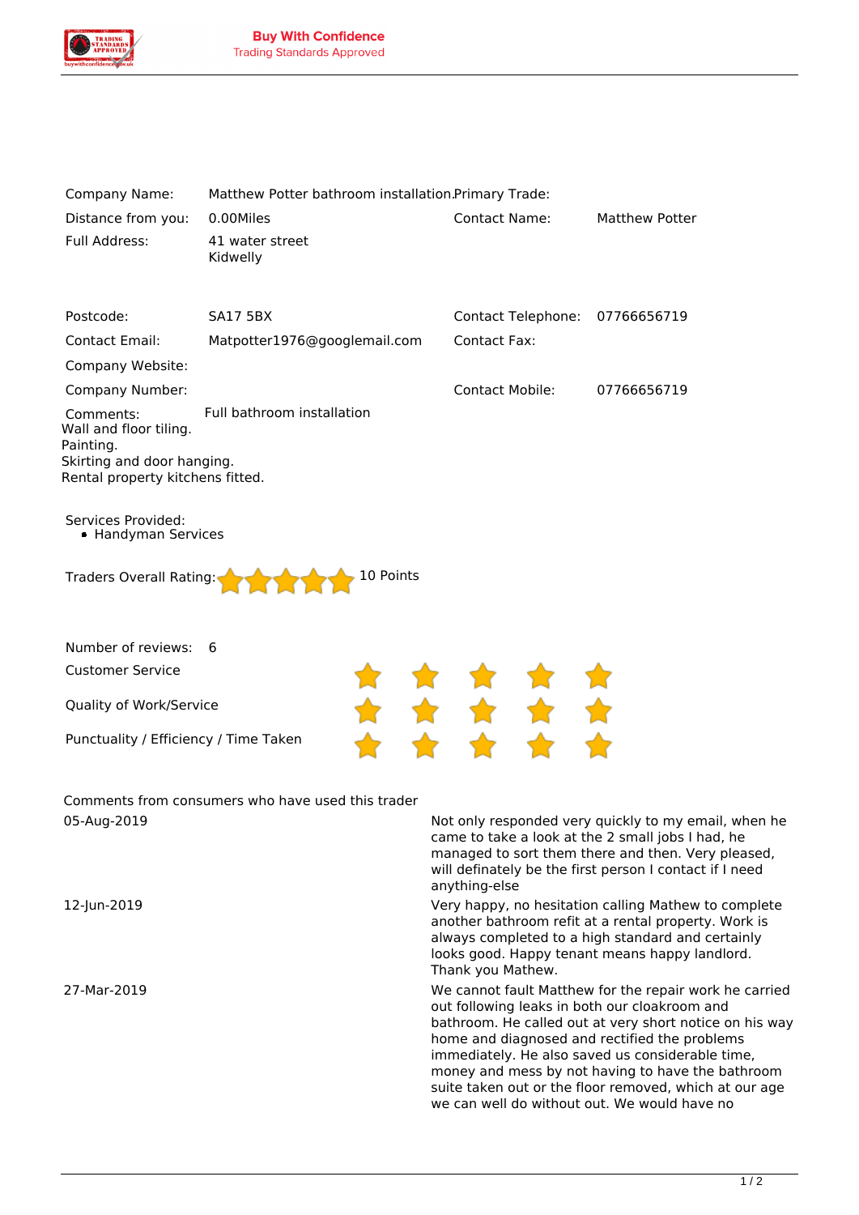**Buy With Confidence**
Trading Standards Approved

| | | | |
|---|---|---|---|
| Company Name: | Matthew Potter bathroom installation | Primary Trade: | |
| Distance from you: | 0.00Miles | Contact Name: | Matthew Potter |
| Full Address: | 41 water street<br>Kidwelly | | |
| Postcode: | SA17 5BX | Contact Telephone: | 07766656719 |
| Contact Email: | Matpotter1976@googlemail.com | Contact Fax: | |
| Company Website: | | | |
| Company Number: | | Contact Mobile: | 07766656719 |

Comments: Full bathroom installation
Wall and floor tiling.
Painting.
Skirting and door hanging.
Rental property kitchens fitted.

Services Provided:

- Handyman Services

Traders Overall Rating: ★★★★★ 10 Points

Number of reviews: 6

| | |
|---|---|
| Customer Service | ★★★★★ |
| Quality of Work/Service | ★★★★★ |
| Punctuality / Efficiency / Time Taken | ★★★★★ |

Comments from consumers who have used this trader

| | |
|---|---|
| 05-Aug-2019 | Not only responded very quickly to my email, when he came to take a look at the 2 small jobs I had, he managed to sort them there and then. Very pleased, will definately be the first person I contact if I need anything-else |
| 12-Jun-2019 | Very happy, no hesitation calling Mathew to complete another bathroom refit at a rental property. Work is always completed to a high standard and certainly looks good. Happy tenant means happy landlord. Thank you Mathew. |
| 27-Mar-2019 | We cannot fault Matthew for the repair work he carried out following leaks in both our cloakroom and bathroom. He called out at very short notice on his way home and diagnosed and rectified the problems immediately. He also saved us considerable time, money and mess by not having to have the bathroom suite taken out or the floor removed, which at our age we can well do without out. We would have no |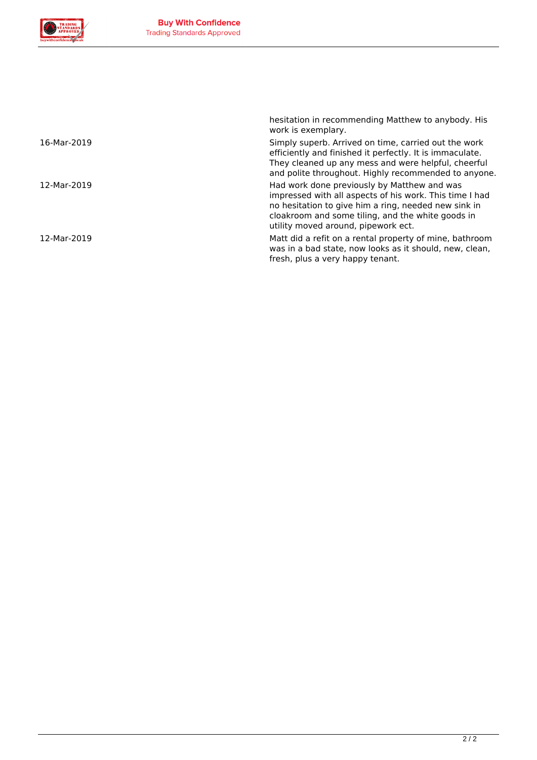| | |
|---|---|
| | hesitation in recommending Matthew to anybody. His work is exemplary. |
| 16-Mar-2019 | Simply superb. Arrived on time, carried out the work efficiently and finished it perfectly. It is immaculate. They cleaned up any mess and were helpful, cheerful and polite throughout. Highly recommended to anyone. |
| 12-Mar-2019 | Had work done previously by Matthew and was impressed with all aspects of his work. This time I had no hesitation to give him a ring, needed new sink in cloakroom and some tiling, and the white goods in utility moved around, pipework ect. |
| 12-Mar-2019 | Matt did a refit on a rental property of mine, bathroom was in a bad state, now looks as it should, new, clean, fresh, plus a very happy tenant. |